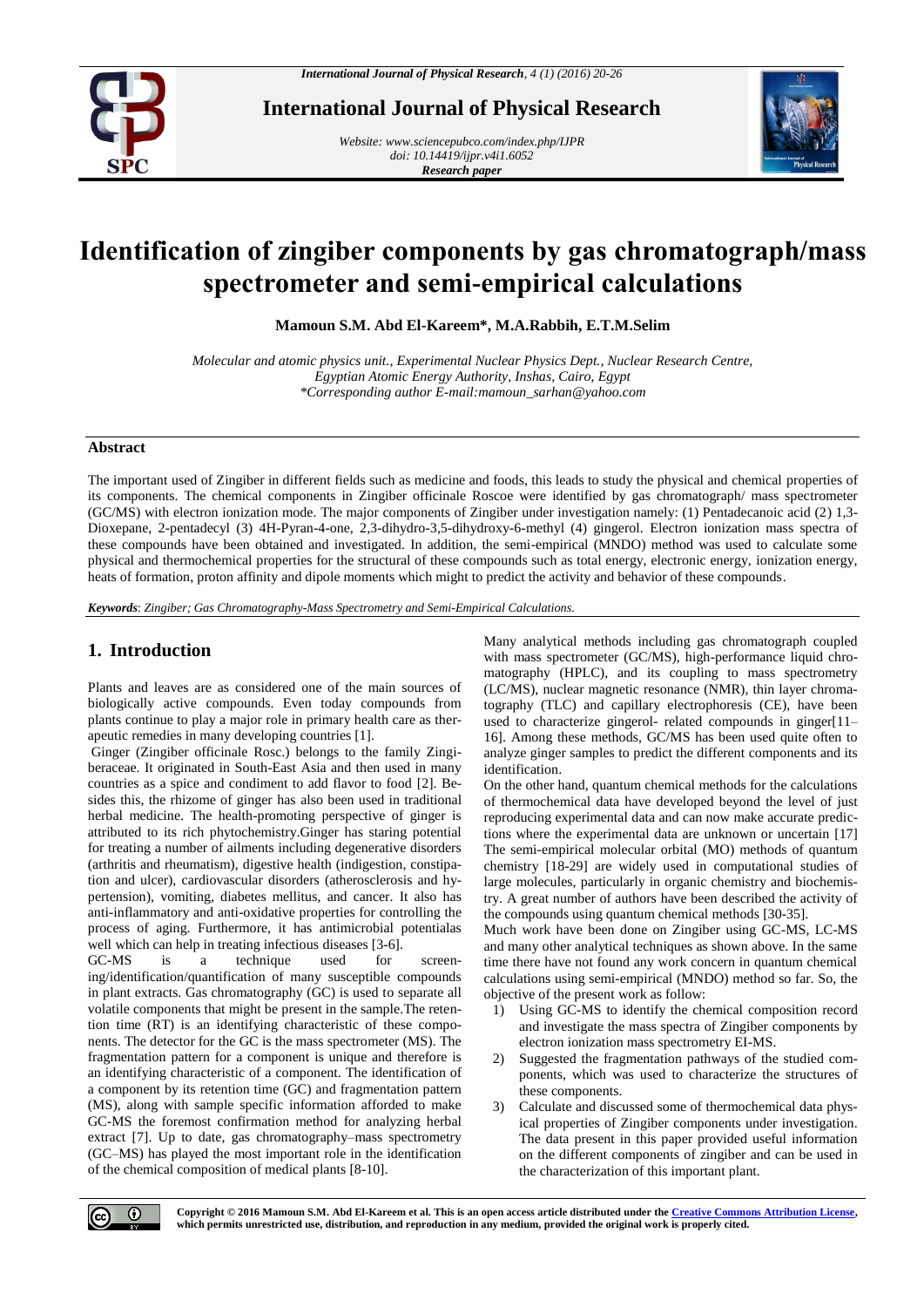# Identification of zingiber components by gas chromatograph/mass spectrometer and semi-empirical calculations

**Mamoun S.M. Abd El-Kareem\*, M.A.Rabbih, E.T.M.Selim**

*Molecular and atomic physics unit., Experimental Nuclear Physics Dept., Nuclear Research Centre, Egyptian Atomic Energy Authority, Inshas, Cairo, Egypt*
*\*Corresponding author E-mail:mamoun_sarhan@yahoo.com*

## Abstract

The important used of Zingiber in different fields such as medicine and foods, this leads to study the physical and chemical properties of its components. The chemical components in Zingiber officinale Roscoe were identified by gas chromatograph/ mass spectrometer (GC/MS) with electron ionization mode. The major components of Zingiber under investigation namely: (1) Pentadecanoic acid (2) 1,3-Dioxepane, 2-pentadecyl (3) 4H-Pyran-4-one, 2,3-dihydro-3,5-dihydroxy-6-methyl (4) gingerol. Electron ionization mass spectra of these compounds have been obtained and investigated. In addition, the semi-empirical (MNDO) method was used to calculate some physical and thermochemical properties for the structural of these compounds such as total energy, electronic energy, ionization energy, heats of formation, proton affinity and dipole moments which might to predict the activity and behavior of these compounds.

***Keywords***: *Zingiber; Gas Chromatography-Mass Spectrometry and Semi-Empirical Calculations.*

## 1. Introduction

Plants and leaves are as considered one of the main sources of biologically active compounds. Even today compounds from plants continue to play a major role in primary health care as therapeutic remedies in many developing countries [1].

Ginger (Zingiber officinale Rosc.) belongs to the family Zingiberaceae. It originated in South-East Asia and then used in many countries as a spice and condiment to add flavor to food [2]. Besides this, the rhizome of ginger has also been used in traditional herbal medicine. The health-promoting perspective of ginger is attributed to its rich phytochemistry.Ginger has staring potential for treating a number of ailments including degenerative disorders (arthritis and rheumatism), digestive health (indigestion, constipation and ulcer), cardiovascular disorders (atherosclerosis and hypertension), vomiting, diabetes mellitus, and cancer. It also has anti-inflammatory and anti-oxidative properties for controlling the process of aging. Furthermore, it has antimicrobial potentialas well which can help in treating infectious diseases [3-6].

GC-MS is a technique used for screening/identification/quantification of many susceptible compounds in plant extracts. Gas chromatography (GC) is used to separate all volatile components that might be present in the sample.The retention time (RT) is an identifying characteristic of these components. The detector for the GC is the mass spectrometer (MS). The fragmentation pattern for a component is unique and therefore is an identifying characteristic of a component. The identification of a component by its retention time (GC) and fragmentation pattern (MS), along with sample specific information afforded to make GC-MS the foremost confirmation method for analyzing herbal extract [7]. Up to date, gas chromatography–mass spectrometry (GC–MS) has played the most important role in the identification of the chemical composition of medical plants [8-10].

Many analytical methods including gas chromatograph coupled with mass spectrometer (GC/MS), high-performance liquid chromatography (HPLC), and its coupling to mass spectrometry (LC/MS), nuclear magnetic resonance (NMR), thin layer chromatography (TLC) and capillary electrophoresis (CE), have been used to characterize gingerol- related compounds in ginger[11–16]. Among these methods, GC/MS has been used quite often to analyze ginger samples to predict the different components and its identification.

On the other hand, quantum chemical methods for the calculations of thermochemical data have developed beyond the level of just reproducing experimental data and can now make accurate predictions where the experimental data are unknown or uncertain [17] The semi-empirical molecular orbital (MO) methods of quantum chemistry [18-29] are widely used in computational studies of large molecules, particularly in organic chemistry and biochemistry. A great number of authors have been described the activity of the compounds using quantum chemical methods [30-35].

Much work have been done on Zingiber using GC-MS, LC-MS and many other analytical techniques as shown above. In the same time there have not found any work concern in quantum chemical calculations using semi-empirical (MNDO) method so far. So, the objective of the present work as follow:

1) Using GC-MS to identify the chemical composition record and investigate the mass spectra of Zingiber components by electron ionization mass spectrometry EI-MS.
2) Suggested the fragmentation pathways of the studied components, which was used to characterize the structures of these components.
3) Calculate and discussed some of thermochemical data physical properties of Zingiber components under investigation. The data present in this paper provided useful information on the different components of zingiber and can be used in the characterization of this important plant.

**Copyright © 2016 Mamoun S.M. Abd El-Kareem et al. This is an open access article distributed under the Creative Commons Attribution License, which permits unrestricted use, distribution, and reproduction in any medium, provided the original work is properly cited.**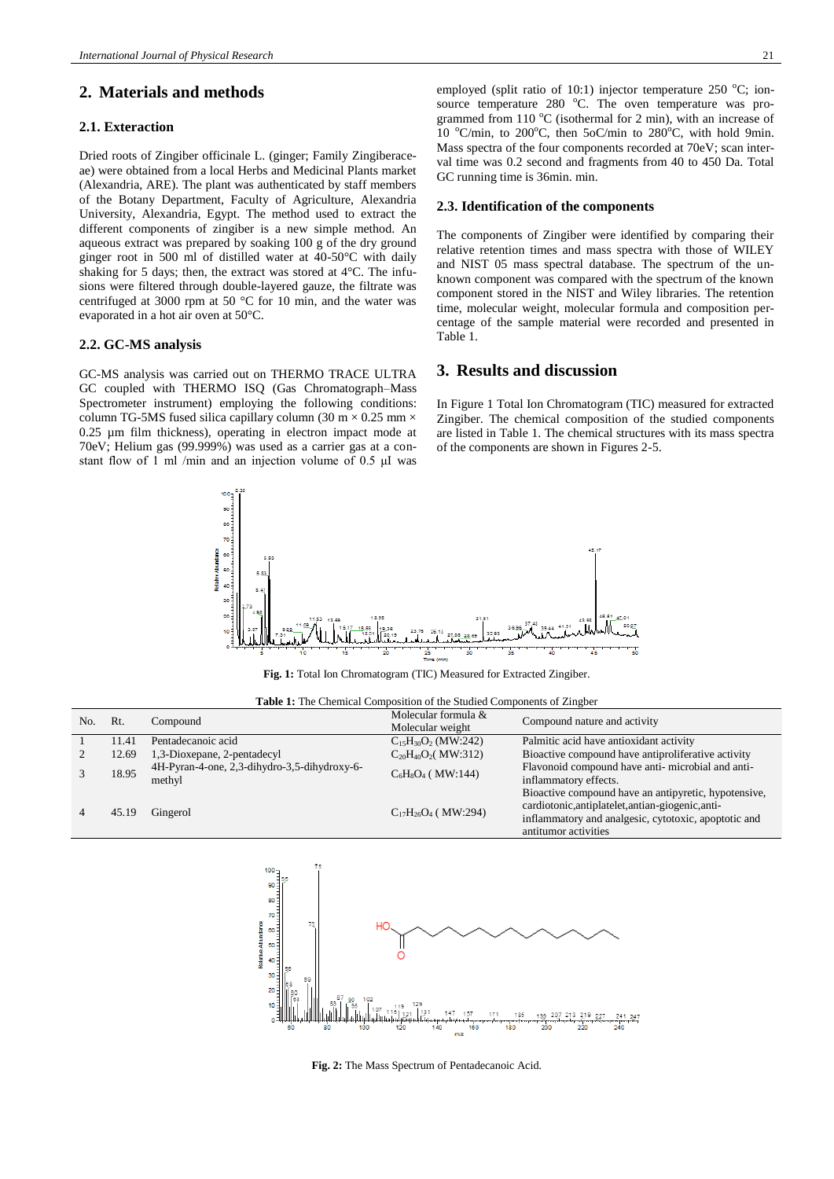## 2. Materials and methods

### 2.1. Exteraction

Dried roots of Zingiber officinale L. (ginger; Family Zingiberaceae) were obtained from a local Herbs and Medicinal Plants market (Alexandria, ARE). The plant was authenticated by staff members of the Botany Department, Faculty of Agriculture, Alexandria University, Alexandria, Egypt. The method used to extract the different components of zingiber is a new simple method. An aqueous extract was prepared by soaking 100 g of the dry ground ginger root in 500 ml of distilled water at 40-50°C with daily shaking for 5 days; then, the extract was stored at 4°C. The infusions were filtered through double-layered gauze, the filtrate was centrifuged at 3000 rpm at 50 °C for 10 min, and the water was evaporated in a hot air oven at 50°C.

### 2.2. GC-MS analysis

GC-MS analysis was carried out on THERMO TRACE ULTRA GC coupled with THERMO ISQ (Gas Chromatograph–Mass Spectrometer instrument) employing the following conditions: column TG-5MS fused silica capillary column (30 m × 0.25 mm × 0.25 µm film thickness), operating in electron impact mode at 70eV; Helium gas (99.999%) was used as a carrier gas at a constant flow of 1 ml /min and an injection volume of 0.5 µI was employed (split ratio of 10:1) injector temperature 250 °C; ion-source temperature 280 °C. The oven temperature was programmed from 110 °C (isothermal for 2 min), with an increase of 10 °C/min, to 200°C, then 5oC/min to 280°C, with hold 9min. Mass spectra of the four components recorded at 70eV; scan interval time was 0.2 second and fragments from 40 to 450 Da. Total GC running time is 36min. min.

### 2.3. Identification of the components

The components of Zingiber were identified by comparing their relative retention times and mass spectra with those of WILEY and NIST 05 mass spectral database. The spectrum of the unknown component was compared with the spectrum of the known component stored in the NIST and Wiley libraries. The retention time, molecular weight, molecular formula and composition percentage of the sample material were recorded and presented in Table 1.

## 3. Results and discussion

In Figure 1 Total Ion Chromatogram (TIC) measured for extracted Zingiber. The chemical composition of the studied components are listed in Table 1. The chemical structures with its mass spectra of the components are shown in Figures 2-5.

**Fig. 1:** Total Ion Chromatogram (TIC) Measured for Extracted Zingiber.

**Table 1:** The Chemical Composition of the Studied Components of Zingber

| No. | Rt. | Compound | Molecular formula & Molecular weight | Compound nature and activity |
|---|---|---|---|---|
| 1 | 11.41 | Pentadecanoic acid | $C_{15}H_{30}O_2$ (MW:242) | Palmitic acid have antioxidant activity |
| 2 | 12.69 | 1,3-Dioxepane, 2-pentadecyl | $C_{20}H_{40}O_2$( MW:312) | Bioactive compound have antiproliferative activity |
| 3 | 18.95 | 4H-Pyran-4-one, 2,3-dihydro-3,5-dihydroxy-6-methyl | $C_6H_8O_4$ ( MW:144) | Flavonoid compound have anti- microbial and anti-inflammatory effects. |
| 4 | 45.19 | Gingerol | $C_{17}H_{26}O_4$ ( MW:294) | Bioactive compound have an antipyretic, hypotensive, cardiotonic,antiplatelet,antian-giogenic,anti-inflammatory and analgesic, cytotoxic, apoptotic and antitumor activities |

**Fig. 2:** The Mass Spectrum of Pentadecanoic Acid.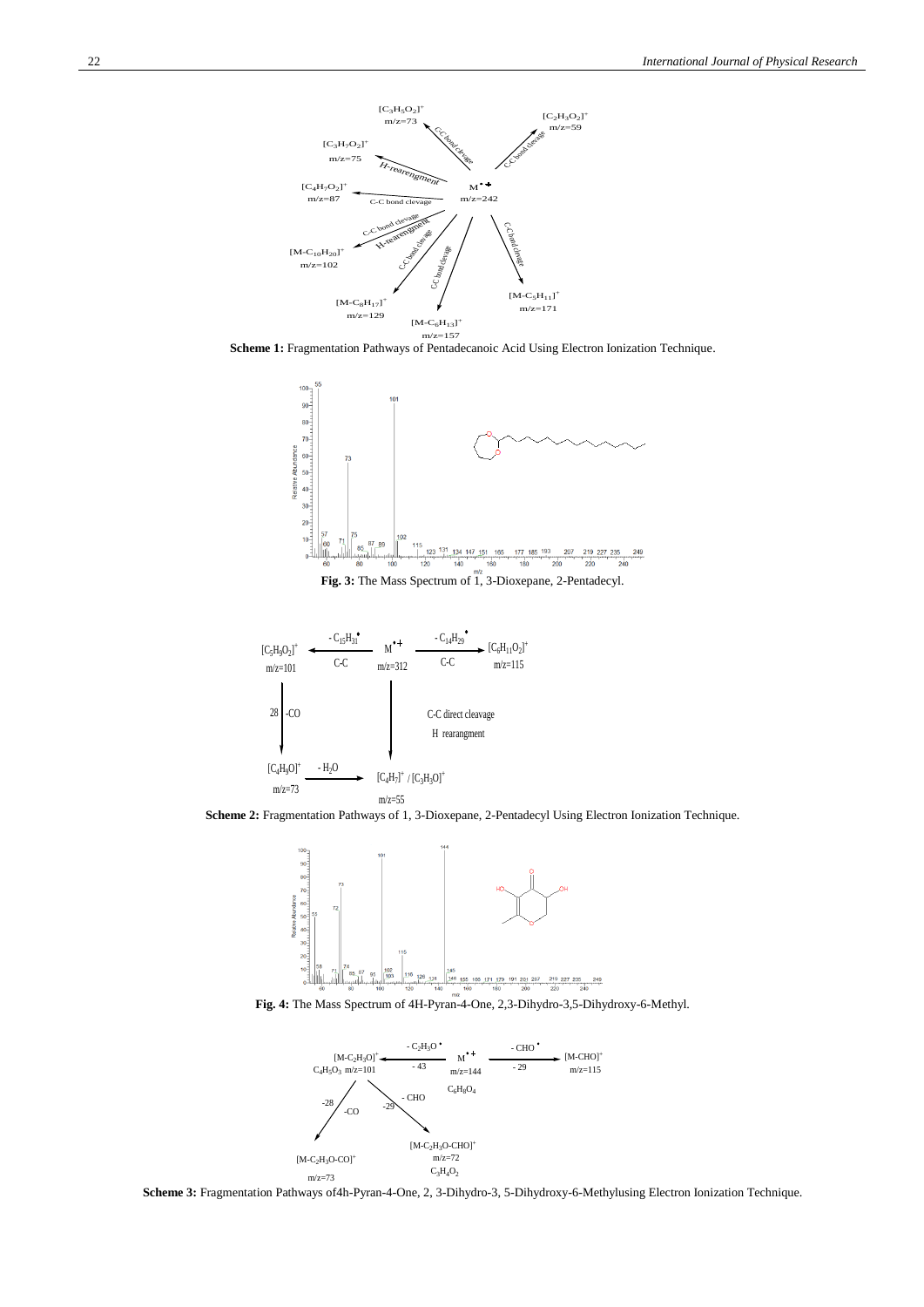$[C_3H_5O_2]^+$ m/z=73

$[C_2H_3O_2]^+$ m/z=59

$[C_3H_7O_2]^+$ m/z=75

$[C_4H_7O_2]^+$ m/z=87

$M^{\bullet+}$ m/z=242

$[M-C_{10}H_{20}]^+$ m/z=102

$[M-C_8H_{17}]^+$ m/z=129

$[M-C_6H_{13}]^+$ m/z=157

$[M-C_5H_{11}]^+$ m/z=171

C-C bond clevage; H-rearengment

**Scheme 1:** Fragmentation Pathways of Pentadecanoic Acid Using Electron Ionization Technique.

**Fig. 3:** The Mass Spectrum of 1, 3-Dioxepane, 2-Pentadecyl.

$[C_5H_9O_2]^+$ m/z=101 ← $-C_{15}H_{31}^{\bullet}$ (C-C) — $M^{\bullet+}$ m/z=312 — $-C_{14}H_{29}^{\bullet}$ (C-C) → $[C_6H_{11}O_2]^+$ m/z=115

$[C_5H_9O_2]^+$ m/z=101 — 28 -CO → $[C_4H_9O]^+$ m/z=73 — $-H_2O$ → $[C_4H_7]^+$ / $[C_3H_3O]^+$ m/z=55

$M^{\bullet+}$ m/z=312 — C-C direct cleavage, H rearangment → $[C_4H_7]^+$ / $[C_3H_3O]^+$ m/z=55

**Scheme 2:** Fragmentation Pathways of 1, 3-Dioxepane, 2-Pentadecyl Using Electron Ionization Technique.

**Fig. 4:** The Mass Spectrum of 4H-Pyran-4-One, 2,3-Dihydro-3,5-Dihydroxy-6-Methyl.

$[M-C_2H_3O]^+$ $C_4H_5O_3$ m/z=101 ← $-C_2H_3O^{\bullet}$ (-43) — $M^{\bullet+}$ m/z=144 $C_6H_8O_4$ — $-CHO^{\bullet}$ (-29) → $[M-CHO]^+$ m/z=115

$[M-C_2H_3O]^+$ — -28 -CO → $[M-C_2H_3O-CO]^+$ m/z=73

$[M-C_2H_3O]^+$ — -29 - CHO → $[M-C_2H_3O-CHO]^+$ m/z=72 $C_3H_4O_2$

**Scheme 3:** Fragmentation Pathways of4h-Pyran-4-One, 2, 3-Dihydro-3, 5-Dihydroxy-6-Methylusing Electron Ionization Technique.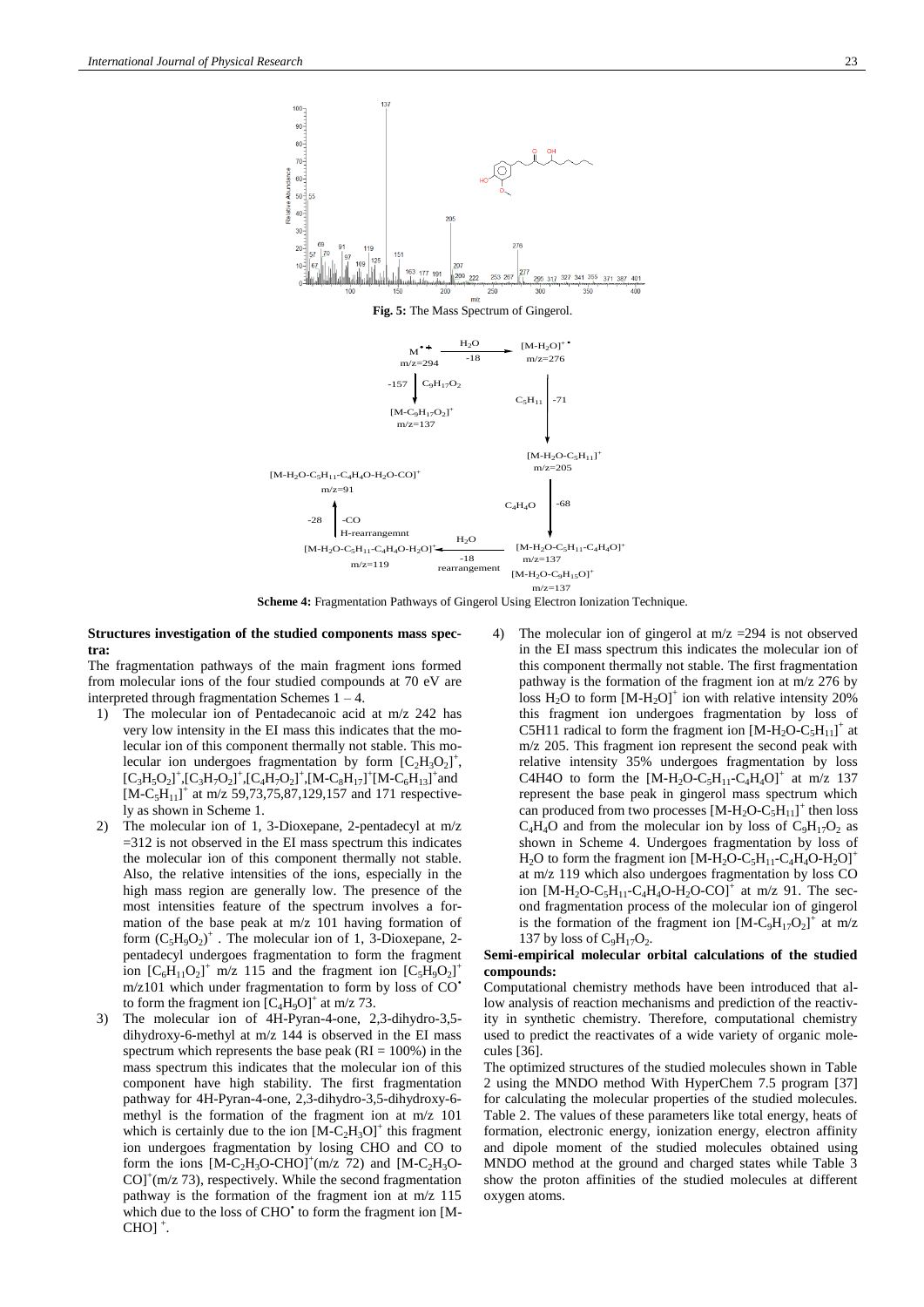Fig. 5: The Mass Spectrum of Gingerol.

Scheme 4: Fragmentation Pathways of Gingerol Using Electron Ionization Technique.

**Structures investigation of the studied components mass spectra:**

The fragmentation pathways of the main fragment ions formed from molecular ions of the four studied compounds at 70 eV are interpreted through fragmentation Schemes 1 – 4.

1) The molecular ion of Pentadecanoic acid at m/z 242 has very low intensity in the EI mass this indicates that the molecular ion of this component thermally not stable. This molecular ion undergoes fragmentation by form $[C_2H_3O_2]^+$, $[C_3H_5O_2]^+$, $[C_3H_7O_2]^+$, $[C_4H_7O_2]^+$, $[M\text{-}C_8H_{17}]^+$ $[M\text{-}C_6H_{13}]^+$ and $[M\text{-}C_5H_{11}]^+$ at m/z 59,73,75,87,129,157 and 171 respectively as shown in Scheme 1.
2) The molecular ion of 1, 3-Dioxepane, 2-pentadecyl at m/z =312 is not observed in the EI mass spectrum this indicates the molecular ion of this component thermally not stable. Also, the relative intensities of the ions, especially in the high mass region are generally low. The presence of the most intensities feature of the spectrum involves a formation of the base peak at m/z 101 having formation of form $(C_5H_9O_2)^+$. The molecular ion of 1, 3-Dioxepane, 2-pentadecyl undergoes fragmentation to form the fragment ion $[C_6H_{11}O_2]^+$ m/z 115 and the fragment ion $[C_5H_9O_2]^+$ m/z101 which under fragmentation to form by loss of $CO^{\bullet}$ to form the fragment ion $[C_4H_9O]^+$ at m/z 73.
3) The molecular ion of 4H-Pyran-4-one, 2,3-dihydro-3,5-dihydroxy-6-methyl at m/z 144 is observed in the EI mass spectrum which represents the base peak (RI = 100%) in the mass spectrum this indicates that the molecular ion of this component have high stability. The first fragmentation pathway for 4H-Pyran-4-one, 2,3-dihydro-3,5-dihydroxy-6-methyl is the formation of the fragment ion at m/z 101 which is certainly due to the ion $[M\text{-}C_2H_3O]^+$ this fragment ion undergoes fragmentation by losing CHO and CO to form the ions $[M\text{-}C_2H_3O\text{-}CHO]^+$(m/z 72) and $[M\text{-}C_2H_3O\text{-}CO]^+$(m/z 73), respectively. While the second fragmentation pathway is the formation of the fragment ion at m/z 115 which due to the loss of $CHO^{\bullet}$ to form the fragment ion $[M\text{-}CHO]^+$.
4) The molecular ion of gingerol at m/z =294 is not observed in the EI mass spectrum this indicates the molecular ion of this component thermally not stable. The first fragmentation pathway is the formation of the fragment ion at m/z 276 by loss $H_2O$ to form $[M\text{-}H_2O]^+$ ion with relative intensity 20% this fragment ion undergoes fragmentation by loss of C5H11 radical to form the fragment ion $[M\text{-}H_2O\text{-}C_5H_{11}]^+$ at m/z 205. This fragment ion represent the second peak with relative intensity 35% undergoes fragmentation by loss C4H4O to form the $[M\text{-}H_2O\text{-}C_5H_{11}\text{-}C_4H_4O]^+$ at m/z 137 represent the base peak in gingerol mass spectrum which can produced from two processes $[M\text{-}H_2O\text{-}C_5H_{11}]^+$ then loss $C_4H_4O$ and from the molecular ion by loss of $C_9H_{17}O_2$ as shown in Scheme 4. Undergoes fragmentation by loss of $H_2O$ to form the fragment ion $[M\text{-}H_2O\text{-}C_5H_{11}\text{-}C_4H_4O\text{-}H_2O]^+$ at m/z 119 which also undergoes fragmentation by loss CO ion $[M\text{-}H_2O\text{-}C_5H_{11}\text{-}C_4H_4O\text{-}H_2O\text{-}CO]^+$ at m/z 91. The second fragmentation process of the molecular ion of gingerol is the formation of the fragment ion $[M\text{-}C_9H_{17}O_2]^+$ at m/z 137 by loss of $C_9H_{17}O_2$.

**Semi-empirical molecular orbital calculations of the studied compounds:**

Computational chemistry methods have been introduced that allow analysis of reaction mechanisms and prediction of the reactivity in synthetic chemistry. Therefore, computational chemistry used to predict the reactivates of a wide variety of organic molecules [36].

The optimized structures of the studied molecules shown in Table 2 using the MNDO method With HyperChem 7.5 program [37] for calculating the molecular properties of the studied molecules. Table 2. The values of these parameters like total energy, heats of formation, electronic energy, ionization energy, electron affinity and dipole moment of the studied molecules obtained using MNDO method at the ground and charged states while Table 3 show the proton affinities of the studied molecules at different oxygen atoms.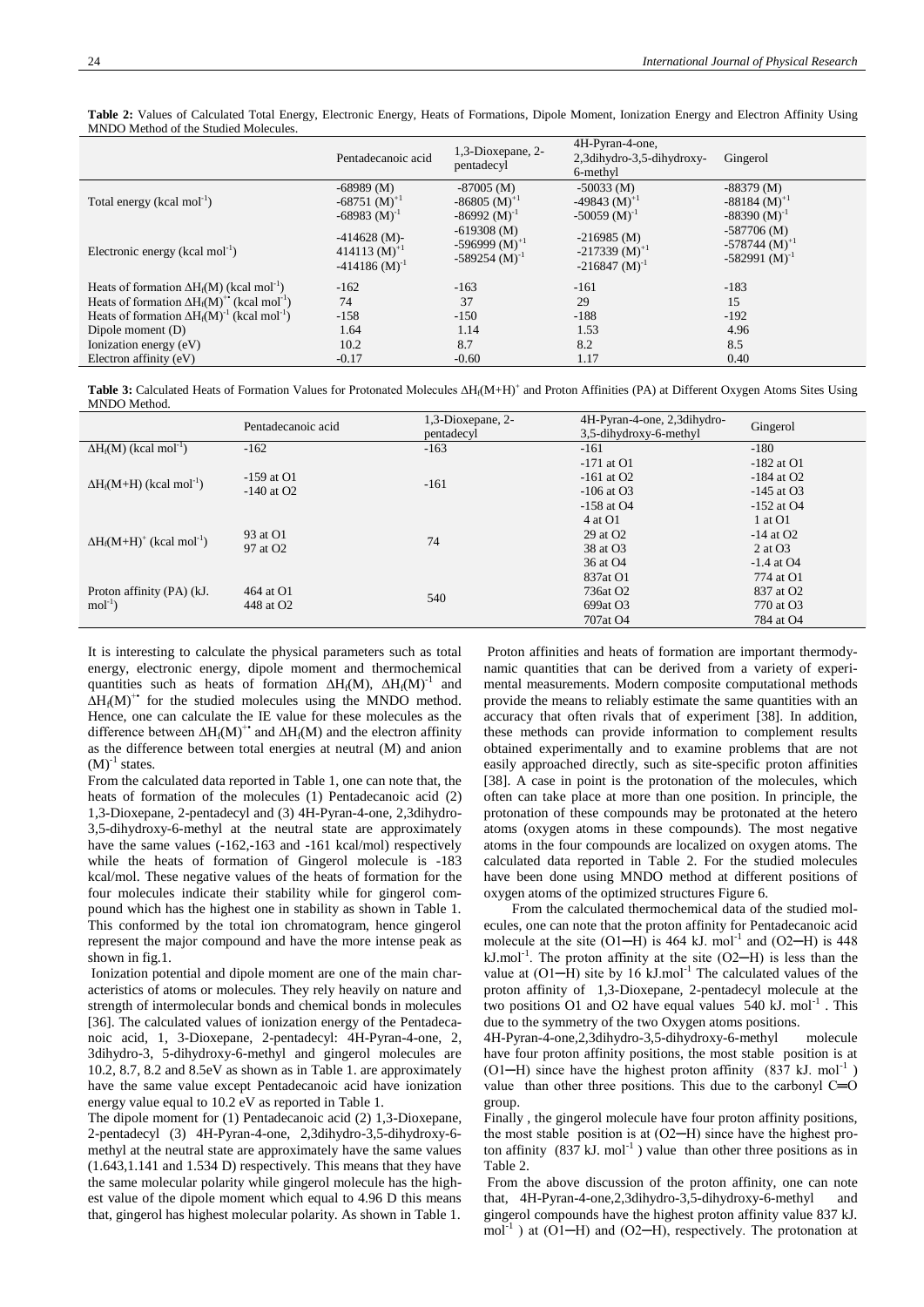**Table 2:** Values of Calculated Total Energy, Electronic Energy, Heats of Formations, Dipole Moment, Ionization Energy and Electron Affinity Using MNDO Method of the Studied Molecules.

| | Pentadecanoic acid | 1,3-Dioxepane, 2-pentadecyl | 4H-Pyran-4-one, 2,3dihydro-3,5-dihydroxy-6-methyl | Gingerol |
|---|---|---|---|---|
| Total energy (kcal $mol^{-1}$) | -68989 (M)<br>-68751 $(M)^{+1}$<br>-68983 $(M)^{-1}$ | -87005 (M)<br>-86805 $(M)^{+1}$<br>-86992 $(M)^{-1}$ | -50033 (M)<br>-49843 $(M)^{+1}$<br>-50059 $(M)^{-1}$ | -88379 (M)<br>-88184 $(M)^{+1}$<br>-88390 $(M)^{-1}$ |
| Electronic energy (kcal $mol^{-1}$) | -414628 (M)-<br>414113 $(M)^{+1}$<br>-414186 $(M)^{-1}$ | -619308 (M)<br>-596999 $(M)^{+1}$<br>-589254 $(M)^{-1}$ | -216985 (M)<br>-217339 $(M)^{+1}$<br>-216847 $(M)^{-1}$ | -587706 (M)<br>-578744 $(M)^{+1}$<br>-582991 $(M)^{-1}$ |
| Heats of formation $\Delta H_f(M)$ (kcal $mol^{-1}$) | -162 | -163 | -161 | -183 |
| Heats of formation $\Delta H_f(M)^{+\bullet}$ (kcal $mol^{-1}$) | 74 | 37 | 29 | 15 |
| Heats of formation $\Delta H_f(M)^{-1}$ (kcal $mol^{-1}$) | -158 | -150 | -188 | -192 |
| Dipole moment (D) | 1.64 | 1.14 | 1.53 | 4.96 |
| Ionization energy (eV) | 10.2 | 8.7 | 8.2 | 8.5 |
| Electron affinity (eV) | -0.17 | -0.60 | 1.17 | 0.40 |

**Table 3:** Calculated Heats of Formation Values for Protonated Molecules $\Delta H_f(M+H)^+$ and Proton Affinities (PA) at Different Oxygen Atoms Sites Using MNDO Method.

| | Pentadecanoic acid | 1,3-Dioxepane, 2-pentadecyl | 4H-Pyran-4-one, 2,3dihydro-3,5-dihydroxy-6-methyl | Gingerol |
|---|---|---|---|---|
| $\Delta H_f(M)$ (kcal $mol^{-1}$) | -162 | -163 | -161 | -180 |
| $\Delta H_f(M+H)$ (kcal $mol^{-1}$) | -159 at O1<br>-140 at O2 | -161 | -171 at O1<br>-161 at O2<br>-106 at O3<br>-158 at O4 | -182 at O1<br>-184 at O2<br>-145 at O3<br>-152 at O4 |
| $\Delta H_f(M+H)^+$ (kcal $mol^{-1}$) | 93 at O1<br>97 at O2 | 74 | 4 at O1<br>29 at O2<br>38 at O3<br>36 at O4 | 1 at O1<br>-14 at O2<br>2 at O3<br>-1.4 at O4 |
| Proton affinity (PA) (kJ. $mol^{-1}$) | 464 at O1<br>448 at O2 | 540 | 837at O1<br>736at O2<br>699at O3<br>707at O4 | 774 at O1<br>837 at O2<br>770 at O3<br>784 at O4 |

It is interesting to calculate the physical parameters such as total energy, electronic energy, dipole moment and thermochemical quantities such as heats of formation $\Delta H_f(M)$, $\Delta H_f(M)^{-1}$ and $\Delta H_f(M)^{+\bullet}$ for the studied molecules using the MNDO method. Hence, one can calculate the IE value for these molecules as the difference between $\Delta H_f(M)^{+\bullet}$ and $\Delta H_f(M)$ and the electron affinity as the difference between total energies at neutral (M) and anion $(M)^{-1}$ states.

From the calculated data reported in Table 1, one can note that, the heats of formation of the molecules (1) Pentadecanoic acid (2) 1,3-Dioxepane, 2-pentadecyl and (3) 4H-Pyran-4-one, 2,3dihydro-3,5-dihydroxy-6-methyl at the neutral state are approximately have the same values (-162,-163 and -161 kcal/mol) respectively while the heats of formation of Gingerol molecule is -183 kcal/mol. These negative values of the heats of formation for the four molecules indicate their stability while for gingerol compound which has the highest one in stability as shown in Table 1. This conformed by the total ion chromatogram, hence gingerol represent the major compound and have the more intense peak as shown in fig.1.

Ionization potential and dipole moment are one of the main characteristics of atoms or molecules. They rely heavily on nature and strength of intermolecular bonds and chemical bonds in molecules [36]. The calculated values of ionization energy of the Pentadecanoic acid, 1, 3-Dioxepane, 2-pentadecyl: 4H-Pyran-4-one, 2, 3dihydro-3, 5-dihydroxy-6-methyl and gingerol molecules are 10.2, 8.7, 8.2 and 8.5eV as shown as in Table 1. are approximately have the same value except Pentadecanoic acid have ionization energy value equal to 10.2 eV as reported in Table 1.

The dipole moment for (1) Pentadecanoic acid (2) 1,3-Dioxepane, 2-pentadecyl (3) 4H-Pyran-4-one, 2,3dihydro-3,5-dihydroxy-6-methyl at the neutral state are approximately have the same values (1.643,1.141 and 1.534 D) respectively. This means that they have the same molecular polarity while gingerol molecule has the highest value of the dipole moment which equal to 4.96 D this means that, gingerol has highest molecular polarity. As shown in Table 1.

Proton affinities and heats of formation are important thermodynamic quantities that can be derived from a variety of experimental measurements. Modern composite computational methods provide the means to reliably estimate the same quantities with an accuracy that often rivals that of experiment [38]. In addition, these methods can provide information to complement results obtained experimentally and to examine problems that are not easily approached directly, such as site-specific proton affinities [38]. A case in point is the protonation of the molecules, which often can take place at more than one position. In principle, the protonation of these compounds may be protonated at the hetero atoms (oxygen atoms in these compounds). The most negative atoms in the four compounds are localized on oxygen atoms. The calculated data reported in Table 2. For the studied molecules have been done using MNDO method at different positions of oxygen atoms of the optimized structures Figure 6.

From the calculated thermochemical data of the studied molecules, one can note that the proton affinity for Pentadecanoic acid molecule at the site (O1─H) is 464 kJ. $mol^{-1}$ and (O2─H) is 448 kJ.$mol^{-1}$. The proton affinity at the site (O2─H) is less than the value at (O1─H) site by 16 kJ.$mol^{-1}$ The calculated values of the proton affinity of 1,3-Dioxepane, 2-pentadecyl molecule at the two positions O1 and O2 have equal values 540 kJ. $mol^{-1}$ . This due to the symmetry of the two Oxygen atoms positions.

4H-Pyran-4-one,2,3dihydro-3,5-dihydroxy-6-methyl molecule have four proton affinity positions, the most stable position is at (O1─H) since have the highest proton affinity (837 kJ. $mol^{-1}$ ) value than other three positions. This due to the carbonyl C═O group.

Finally , the gingerol molecule have four proton affinity positions, the most stable position is at (O2─H) since have the highest proton affinity (837 kJ. $mol^{-1}$ ) value than other three positions as in Table 2.

From the above discussion of the proton affinity, one can note that, 4H-Pyran-4-one,2,3dihydro-3,5-dihydroxy-6-methyl and gingerol compounds have the highest proton affinity value 837 kJ. $mol^{-1}$ ) at (O1─H) and (O2─H), respectively. The protonation at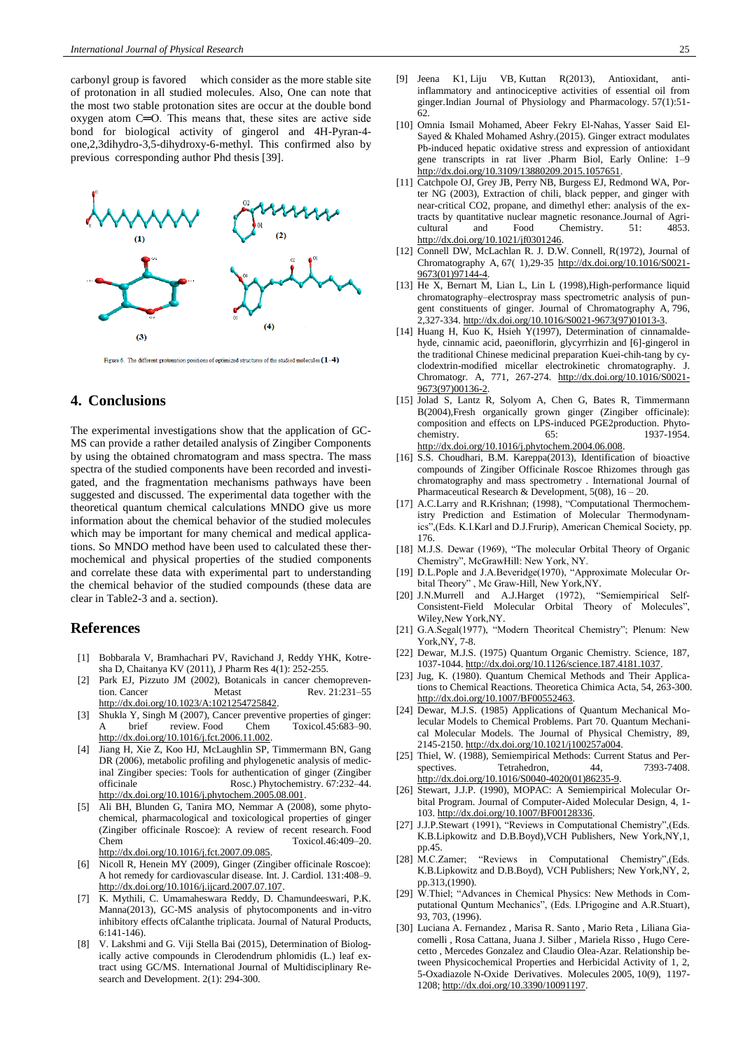carbonyl group is favored which consider as the more stable site of protonation in all studied molecules. Also, One can note that the most two stable protonation sites are occur at the double bond oxygen atom C═O. This means that, these sites are active side bond for biological activity of gingerol and 4H-Pyran-4-one,2,3dihydro-3,5-dihydroxy-6-methyl. This confirmed also by previous corresponding author Phd thesis [39].

Figure 6. The different protonation positions of optimized structures of the studied molecules (1-4)

## 4. Conclusions

The experimental investigations show that the application of GC-MS can provide a rather detailed analysis of Zingiber Components by using the obtained chromatogram and mass spectra. The mass spectra of the studied components have been recorded and investigated, and the fragmentation mechanisms pathways have been suggested and discussed. The experimental data together with the theoretical quantum chemical calculations MNDO give us more information about the chemical behavior of the studied molecules which may be important for many chemical and medical applications. So MNDO method have been used to calculated these thermochemical and physical properties of the studied components and correlate these data with experimental part to understanding the chemical behavior of the studied compounds (these data are clear in Table2-3 and a. section).

## References

[1] Bobbarala V, Bramhachari PV, Ravichand J, Reddy YHK, Kotresha D, Chaitanya KV (2011), J Pharm Res 4(1): 252-255.

[2] Park EJ, Pizzuto JM (2002), Botanicals in cancer chemoprevention. Cancer Metast Rev. 21:231–55 http://dx.doi.org/10.1023/A:1021254725842.

[3] Shukla Y, Singh M (2007), Cancer preventive properties of ginger: A brief review. Food Chem Toxicol.45:683–90. http://dx.doi.org/10.1016/j.fct.2006.11.002.

[4] Jiang H, Xie Z, Koo HJ, McLaughlin SP, Timmermann BN, Gang DR (2006), metabolic profiling and phylogenetic analysis of medicinal Zingiber species: Tools for authentication of ginger (Zingiber officinale Rosc.) Phytochemistry. 67:232–44. http://dx.doi.org/10.1016/j.phytochem.2005.08.001.

[5] Ali BH, Blunden G, Tanira MO, Nemmar A (2008), some phytochemical, pharmacological and toxicological properties of ginger (Zingiber officinale Roscoe): A review of recent research. Food Chem Toxicol.46:409–20. http://dx.doi.org/10.1016/j.fct.2007.09.085.

[6] Nicoll R, Henein MY (2009), Ginger (Zingiber officinale Roscoe): A hot remedy for cardiovascular disease. Int. J. Cardiol. 131:408–9. http://dx.doi.org/10.1016/j.ijcard.2007.07.107.

[7] K. Mythili, C. Umamaheswara Reddy, D. Chamundeeswari, P.K. Manna(2013), GC-MS analysis of phytocomponents and in-vitro inhibitory effects ofCalanthe triplicata. Journal of Natural Products, 6:141-146).

[8] V. Lakshmi and G. Viji Stella Bai (2015), Determination of Biologically active compounds in Clerodendrum phlomidis (L.) leaf extract using GC/MS. International Journal of Multidisciplinary Research and Development. 2(1): 294-300.

[9] Jeena K1, Liju VB, Kuttan R(2013), Antioxidant, anti-inflammatory and antinociceptive activities of essential oil from ginger.Indian Journal of Physiology and Pharmacology. 57(1):51-62.

[10] Omnia Ismail Mohamed, Abeer Fekry El-Nahas, Yasser Said El-Sayed & Khaled Mohamed Ashry.(2015). Ginger extract modulates Pb-induced hepatic oxidative stress and expression of antioxidant gene transcripts in rat liver .Pharm Biol, Early Online: 1–9 http://dx.doi.org/10.3109/13880209.2015.1057651.

[11] Catchpole OJ, Grey JB, Perry NB, Burgess EJ, Redmond WA, Porter NG (2003), Extraction of chili, black pepper, and ginger with near-critical CO2, propane, and dimethyl ether: analysis of the extracts by quantitative nuclear magnetic resonance.Journal of Agricultural and Food Chemistry. 51: 4853. http://dx.doi.org/10.1021/jf0301246.

[12] Connell DW, McLachlan R. J. D.W. Connell, R(1972), Journal of Chromatography A, 67( 1),29-35 http://dx.doi.org/10.1016/S0021-9673(01)97144-4.

[13] He X, Bernart M, Lian L, Lin L (1998),High-performance liquid chromatography–electrospray mass spectrometric analysis of pungent constituents of ginger. Journal of Chromatography A, 796, 2,327-334. http://dx.doi.org/10.1016/S0021-9673(97)01013-3.

[14] Huang H, Kuo K, Hsieh Y(1997), Determination of cinnamaldehyde, cinnamic acid, paeoniflorin, glycyrrhizin and [6]-gingerol in the traditional Chinese medicinal preparation Kuei-chih-tang by cyclodextrin-modified micellar electrokinetic chromatography. J. Chromatogr. A, 771, 267-274. http://dx.doi.org/10.1016/S0021-9673(97)00136-2.

[15] Jolad S, Lantz R, Solyom A, Chen G, Bates R, Timmermann B(2004),Fresh organically grown ginger (Zingiber officinale): composition and effects on LPS-induced PGE2production. Phytochemistry. 65: 1937-1954. http://dx.doi.org/10.1016/j.phytochem.2004.06.008.

[16] S.S. Choudhari, B.M. Kareppa(2013), Identification of bioactive compounds of Zingiber Officinale Roscoe Rhizomes through gas chromatography and mass spectrometry . International Journal of Pharmaceutical Research & Development, 5(08), 16 – 20.

[17] A.C.Larry and R.Krishnan; (1998), "Computational Thermochemistry Prediction and Estimation of Molecular Thermodynamics",(Eds. K.I.Karl and D.J.Frurip), American Chemical Society, pp. 176.

[18] M.J.S. Dewar (1969), "The molecular Orbital Theory of Organic Chemistry", McGrawHill: New York, NY.

[19] D.L.Pople and J.A.Beveridge(1970), "Approximate Molecular Orbital Theory" , Mc Graw-Hill, New York,NY.

[20] J.N.Murrell and A.J.Harget (1972), "Semiempirical Self-Consistent-Field Molecular Orbital Theory of Molecules", Wiley,New York,NY.

[21] G.A.Segal(1977), "Modern Theoritcal Chemistry"; Plenum: New York,NY, 7-8.

[22] Dewar, M.J.S. (1975) Quantum Organic Chemistry. Science, 187, 1037-1044. http://dx.doi.org/10.1126/science.187.4181.1037.

[23] Jug, K. (1980). Quantum Chemical Methods and Their Applications to Chemical Reactions. Theoretica Chimica Acta, 54, 263-300. http://dx.doi.org/10.1007/BF00552463.

[24] Dewar, M.J.S. (1985) Applications of Quantum Mechanical Molecular Models to Chemical Problems. Part 70. Quantum Mechanical Molecular Models. The Journal of Physical Chemistry, 89, 2145-2150. http://dx.doi.org/10.1021/j100257a004.

[25] Thiel, W. (1988), Semiempirical Methods: Current Status and Perspectives. Tetrahedron, 44, 7393-7408. http://dx.doi.org/10.1016/S0040-4020(01)86235-9.

[26] Stewart, J.J.P. (1990), MOPAC: A Semiempirical Molecular Orbital Program. Journal of Computer-Aided Molecular Design, 4, 1-103. http://dx.doi.org/10.1007/BF00128336.

[27] J.J.P.Stewart (1991), "Reviews in Computational Chemistry",(Eds. K.B.Lipkowitz and D.B.Boyd),VCH Publishers, New York,NY,1, pp.45.

[28] M.C.Zamer; "Reviews in Computational Chemistry",(Eds. K.B.Lipkowitz and D.B.Boyd), VCH Publishers; New York,NY, 2, pp.313,(1990).

[29] W.Thiel; "Advances in Chemical Physics: New Methods in Computational Quntum Mechanics", (Eds. I.Prigogine and A.R.Stuart), 93, 703, (1996).

[30] Luciana A. Fernandez , Marisa R. Santo , Mario Reta , Liliana Giacomelli , Rosa Cattana, Juana J. Silber , Mariela Risso , Hugo Cerecetto , Mercedes Gonzalez and Claudio Olea-Azar. Relationship between Physicochemical Properties and Herbicidal Activity of 1, 2, 5-Oxadiazole N-Oxide Derivatives. Molecules 2005, 10(9), 1197-1208; http://dx.doi.org/10.3390/10091197.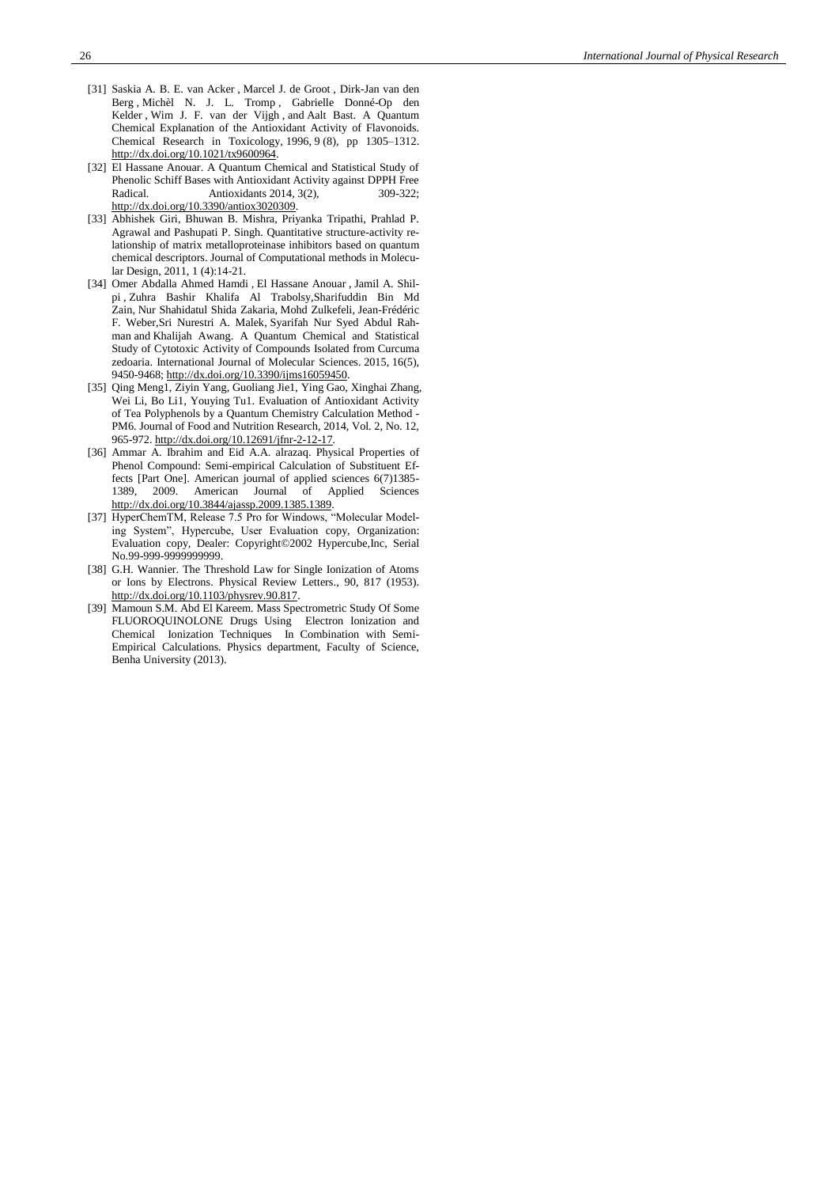- [31] Saskia A. B. E. van Acker , Marcel J. de Groot , Dirk-Jan van den Berg , Michèl N. J. L. Tromp , Gabrielle Donné-Op den Kelder , Wim J. F. van der Vijgh , and Aalt Bast. A Quantum Chemical Explanation of the Antioxidant Activity of Flavonoids. Chemical Research in Toxicology, 1996, 9 (8), pp 1305–1312. http://dx.doi.org/10.1021/tx9600964.
- [32] El Hassane Anouar. A Quantum Chemical and Statistical Study of Phenolic Schiff Bases with Antioxidant Activity against DPPH Free Radical. Antioxidants 2014, 3(2), 309-322; http://dx.doi.org/10.3390/antiox3020309.
- [33] Abhishek Giri, Bhuwan B. Mishra, Priyanka Tripathi, Prahlad P. Agrawal and Pashupati P. Singh. Quantitative structure-activity relationship of matrix metalloproteinase inhibitors based on quantum chemical descriptors. Journal of Computational methods in Molecular Design, 2011, 1 (4):14-21.
- [34] Omer Abdalla Ahmed Hamdi , El Hassane Anouar , Jamil A. Shilpi , Zuhra Bashir Khalifa Al Trabolsy,Sharifuddin Bin Md Zain, Nur Shahidatul Shida Zakaria, Mohd Zulkefeli, Jean-Frédéric F. Weber,Sri Nurestri A. Malek, Syarifah Nur Syed Abdul Rahman and Khalijah Awang. A Quantum Chemical and Statistical Study of Cytotoxic Activity of Compounds Isolated from Curcuma zedoaria. International Journal of Molecular Sciences. 2015, 16(5), 9450-9468; http://dx.doi.org/10.3390/ijms16059450.
- [35] Qing Meng1, Ziyin Yang, Guoliang Jie1, Ying Gao, Xinghai Zhang, Wei Li, Bo Li1, Youying Tu1. Evaluation of Antioxidant Activity of Tea Polyphenols by a Quantum Chemistry Calculation Method - PM6. Journal of Food and Nutrition Research, 2014, Vol. 2, No. 12, 965-972. http://dx.doi.org/10.12691/jfnr-2-12-17.
- [36] Ammar A. Ibrahim and Eid A.A. alrazaq. Physical Properties of Phenol Compound: Semi-empirical Calculation of Substituent Effects [Part One]. American journal of applied sciences 6(7)1385-1389, 2009. American Journal of Applied Sciences http://dx.doi.org/10.3844/ajassp.2009.1385.1389.
- [37] HyperChemTM, Release 7.5 Pro for Windows, "Molecular Modeling System", Hypercube, User Evaluation copy, Organization: Evaluation copy, Dealer: Copyright©2002 Hypercube,Inc, Serial No.99-999-9999999999.
- [38] G.H. Wannier. The Threshold Law for Single Ionization of Atoms or Ions by Electrons. Physical Review Letters., 90, 817 (1953). http://dx.doi.org/10.1103/physrev.90.817.
- [39] Mamoun S.M. Abd El Kareem. Mass Spectrometric Study Of Some FLUOROQUINOLONE Drugs Using Electron Ionization and Chemical Ionization Techniques In Combination with Semi-Empirical Calculations. Physics department, Faculty of Science, Benha University (2013).